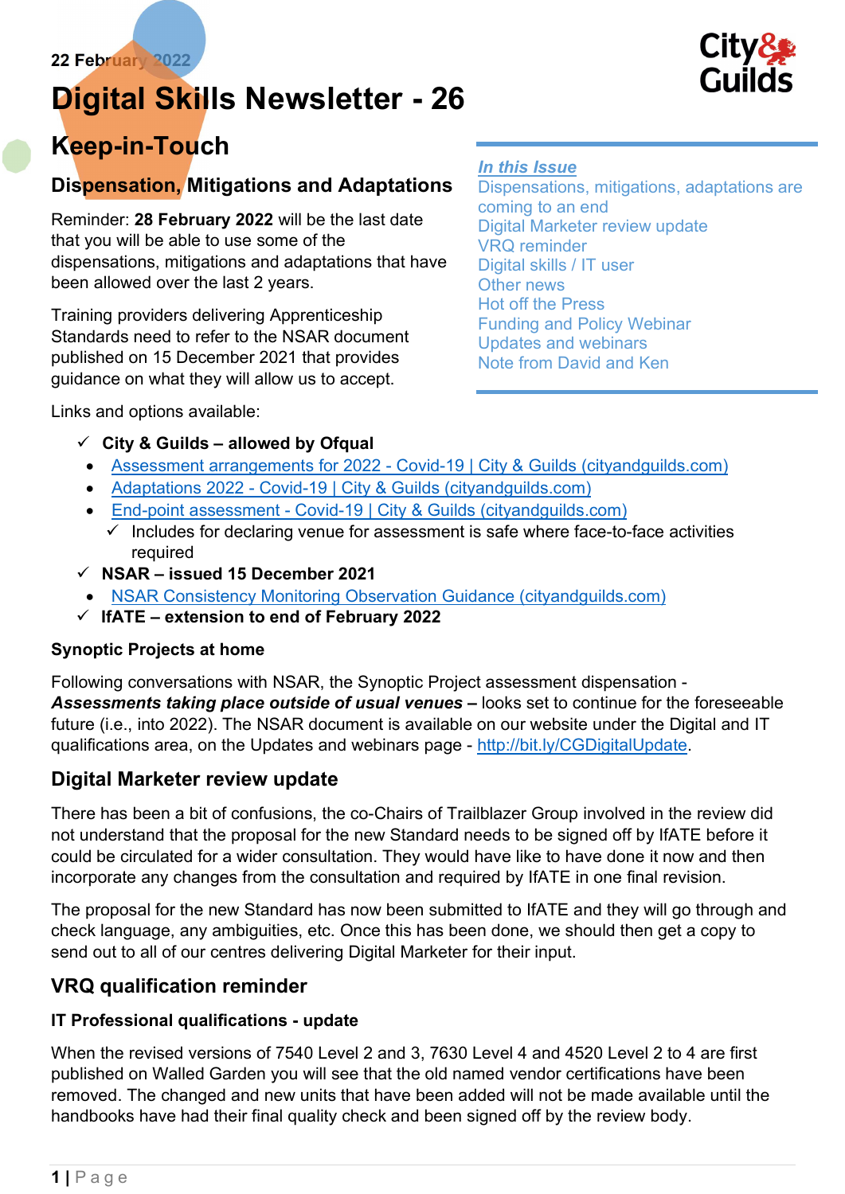22 February 2022

# Digital Skills Newsletter - 26

## Keep-in-Touch

**In this Issue**

- Dispensations, mitigations, adaptations are coming to an end
- Digital Marketer review update
- VRQ reminder
- Digital skills / IT user
- Other news
- Hot off the Press
- Funding and Policy Webinar
- Updates and webinars
- Note from David and Ken

### Dispensation, Mitigations and Adaptations

Reminder: **28 February 2022** will be the last date that you will be able to use some of the dispensations, mitigations and adaptations that have been allowed over the last 2 years.

Training providers delivering Apprenticeship Standards need to refer to the NSAR document published on 15 December 2021 that provides guidance on what they will allow us to accept.

Links and options available:

- ✓ **City & Guilds – allowed by Ofqual**
  - [Assessment arrangements for 2022 - Covid-19 | City & Guilds (cityandguilds.com)]
  - [Adaptations 2022 - Covid-19 | City & Guilds (cityandguilds.com)]
  - [End-point assessment - Covid-19 | City & Guilds (cityandguilds.com)]
    - ✓ Includes for declaring venue for assessment is safe where face-to-face activities required
- ✓ **NSAR – issued 15 December 2021**
  - [NSAR Consistency Monitoring Observation Guidance (cityandguilds.com)]
- ✓ **IfATE – extension to end of February 2022**

**Synoptic Projects at home**

Following conversations with NSAR, the Synoptic Project assessment dispensation - ***Assessments taking place outside of usual venues –*** looks set to continue for the foreseeable future (i.e., into 2022). The NSAR document is available on our website under the Digital and IT qualifications area, on the Updates and webinars page - http://bit.ly/CGDigitalUpdate.

### Digital Marketer review update

There has been a bit of confusions, the co-Chairs of Trailblazer Group involved in the review did not understand that the proposal for the new Standard needs to be signed off by IfATE before it could be circulated for a wider consultation. They would have like to have done it now and then incorporate any changes from the consultation and required by IfATE in one final revision.

The proposal for the new Standard has now been submitted to IfATE and they will go through and check language, any ambiguities, etc. Once this has been done, we should then get a copy to send out to all of our centres delivering Digital Marketer for their input.

### VRQ qualification reminder

**IT Professional qualifications - update**

When the revised versions of 7540 Level 2 and 3, 7630 Level 4 and 4520 Level 2 to 4 are first published on Walled Garden you will see that the old named vendor certifications have been removed. The changed and new units that have been added will not be made available until the handbooks have had their final quality check and been signed off by the review body.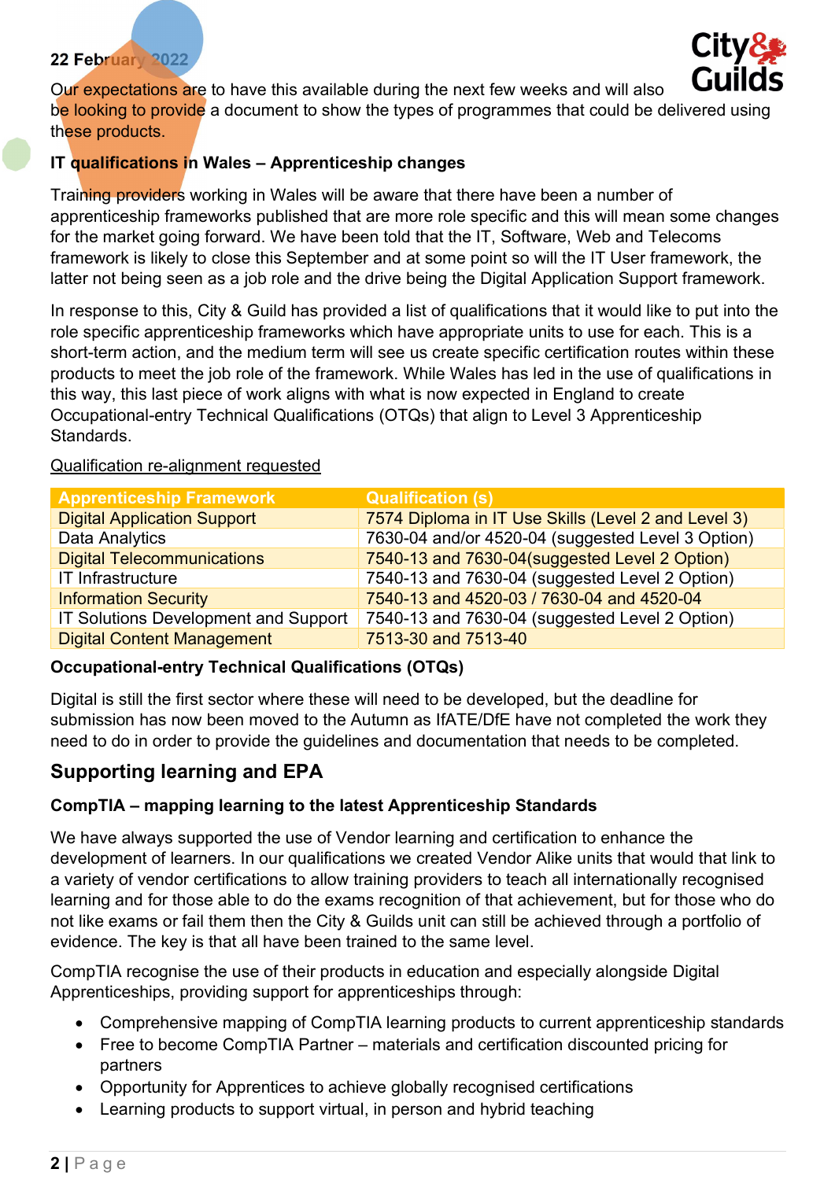22 February 2022

Our expectations are to have this available during the next few weeks and will also be looking to provide a document to show the types of programmes that could be delivered using these products.

### IT qualifications in Wales – Apprenticeship changes

Training providers working in Wales will be aware that there have been a number of apprenticeship frameworks published that are more role specific and this will mean some changes for the market going forward. We have been told that the IT, Software, Web and Telecoms framework is likely to close this September and at some point so will the IT User framework, the latter not being seen as a job role and the drive being the Digital Application Support framework.

In response to this, City & Guild has provided a list of qualifications that it would like to put into the role specific apprenticeship frameworks which have appropriate units to use for each. This is a short-term action, and the medium term will see us create specific certification routes within these products to meet the job role of the framework. While Wales has led in the use of qualifications in this way, this last piece of work aligns with what is now expected in England to create Occupational-entry Technical Qualifications (OTQs) that align to Level 3 Apprenticeship Standards.

<u>Qualification re-alignment requested</u>

| Apprenticeship Framework | Qualification (s) |
|---|---|
| Digital Application Support | 7574 Diploma in IT Use Skills (Level 2 and Level 3) |
| Data Analytics | 7630-04 and/or 4520-04 (suggested Level 3 Option) |
| Digital Telecommunications | 7540-13 and 7630-04(suggested Level 2 Option) |
| IT Infrastructure | 7540-13 and 7630-04 (suggested Level 2 Option) |
| Information Security | 7540-13 and 4520-03 / 7630-04 and 4520-04 |
| IT Solutions Development and Support | 7540-13 and 7630-04 (suggested Level 2 Option) |
| Digital Content Management | 7513-30 and 7513-40 |

### Occupational-entry Technical Qualifications (OTQs)

Digital is still the first sector where these will need to be developed, but the deadline for submission has now been moved to the Autumn as IfATE/DfE have not completed the work they need to do in order to provide the guidelines and documentation that needs to be completed.

## Supporting learning and EPA

### CompTIA – mapping learning to the latest Apprenticeship Standards

We have always supported the use of Vendor learning and certification to enhance the development of learners. In our qualifications we created Vendor Alike units that would that link to a variety of vendor certifications to allow training providers to teach all internationally recognised learning and for those able to do the exams recognition of that achievement, but for those who do not like exams or fail them then the City & Guilds unit can still be achieved through a portfolio of evidence. The key is that all have been trained to the same level.

CompTIA recognise the use of their products in education and especially alongside Digital Apprenticeships, providing support for apprenticeships through:

- Comprehensive mapping of CompTIA learning products to current apprenticeship standards
- Free to become CompTIA Partner – materials and certification discounted pricing for partners
- Opportunity for Apprentices to achieve globally recognised certifications
- Learning products to support virtual, in person and hybrid teaching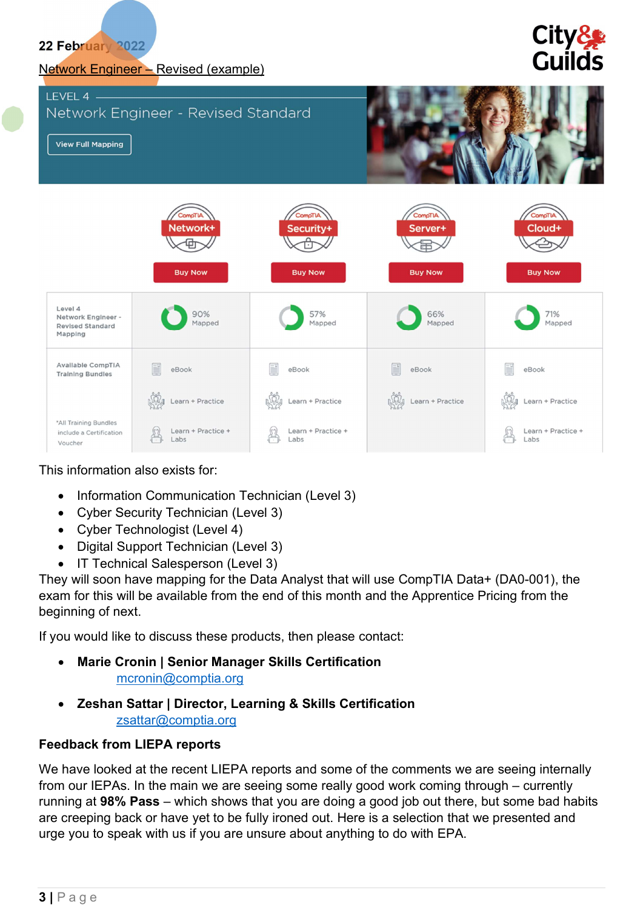22 February 2022

Network Engineer – Revised (example)

LEVEL 4

Network Engineer - Revised Standard

View Full Mapping

| | CompTIA Network+ | CompTIA Security+ | CompTIA Server+ | CompTIA Cloud+ |
|---|---|---|---|---|
| | Buy Now | Buy Now | Buy Now | Buy Now |
| Level 4 Network Engineer - Revised Standard Mapping | 90% Mapped | 57% Mapped | 66% Mapped | 71% Mapped |
| Available CompTIA Training Bundles | eBook | eBook | eBook | eBook |
| | Learn + Practice | Learn + Practice | Learn + Practice | Learn + Practice |
| *All Training Bundles include a Certification Voucher | Learn + Practice + Labs | Learn + Practice + Labs | | Learn + Practice + Labs |

This information also exists for:

- Information Communication Technician (Level 3)
- Cyber Security Technician (Level 3)
- Cyber Technologist (Level 4)
- Digital Support Technician (Level 3)
- IT Technical Salesperson (Level 3)

They will soon have mapping for the Data Analyst that will use CompTIA Data+ (DA0-001), the exam for this will be available from the end of this month and the Apprentice Pricing from the beginning of next.

If you would like to discuss these products, then please contact:

- **Marie Cronin | Senior Manager Skills Certification**
  mcronin@comptia.org
- **Zeshan Sattar | Director, Learning & Skills Certification**
  zsattar@comptia.org

**Feedback from LIEPA reports**

We have looked at the recent LIEPA reports and some of the comments we are seeing internally from our IEPAs. In the main we are seeing some really good work coming through – currently running at **98% Pass** – which shows that you are doing a good job out there, but some bad habits are creeping back or have yet to be fully ironed out. Here is a selection that we presented and urge you to speak with us if you are unsure about anything to do with EPA.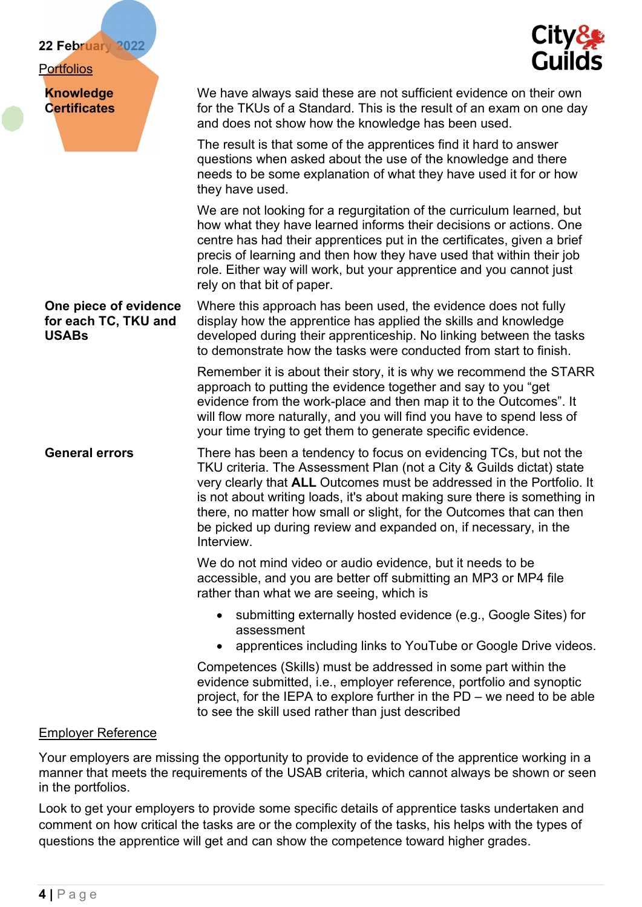22 February 2022

Portfolios

| | |
|---|---|
| **Knowledge Certificates** | We have always said these are not sufficient evidence on their own for the TKUs of a Standard. This is the result of an exam on one day and does not show how the knowledge has been used.<br><br>The result is that some of the apprentices find it hard to answer questions when asked about the use of the knowledge and there needs to be some explanation of what they have used it for or how they have used.<br><br>We are not looking for a regurgitation of the curriculum learned, but how what they have learned informs their decisions or actions. One centre has had their apprentices put in the certificates, given a brief precis of learning and then how they have used that within their job role. Either way will work, but your apprentice and you cannot just rely on that bit of paper. |
| **One piece of evidence for each TC, TKU and USABs** | Where this approach has been used, the evidence does not fully display how the apprentice has applied the skills and knowledge developed during their apprenticeship. No linking between the tasks to demonstrate how the tasks were conducted from start to finish.<br><br>Remember it is about their story, it is why we recommend the STARR approach to putting the evidence together and say to you "get evidence from the work-place and then map it to the Outcomes". It will flow more naturally, and you will find you have to spend less of your time trying to get them to generate specific evidence. |
| **General errors** | There has been a tendency to focus on evidencing TCs, but not the TKU criteria. The Assessment Plan (not a City & Guilds dictat) state very clearly that **ALL** Outcomes must be addressed in the Portfolio. It is not about writing loads, it's about making sure there is something in there, no matter how small or slight, for the Outcomes that can then be picked up during review and expanded on, if necessary, in the Interview.<br><br>We do not mind video or audio evidence, but it needs to be accessible, and you are better off submitting an MP3 or MP4 file rather than what we are seeing, which is<br><br>• submitting externally hosted evidence (e.g., Google Sites) for assessment<br>• apprentices including links to YouTube or Google Drive videos.<br><br>Competences (Skills) must be addressed in some part within the evidence submitted, i.e., employer reference, portfolio and synoptic project, for the IEPA to explore further in the PD – we need to be able to see the skill used rather than just described |

Employer Reference

Your employers are missing the opportunity to provide to evidence of the apprentice working in a manner that meets the requirements of the USAB criteria, which cannot always be shown or seen in the portfolios.

Look to get your employers to provide some specific details of apprentice tasks undertaken and comment on how critical the tasks are or the complexity of the tasks, his helps with the types of questions the apprentice will get and can show the competence toward higher grades.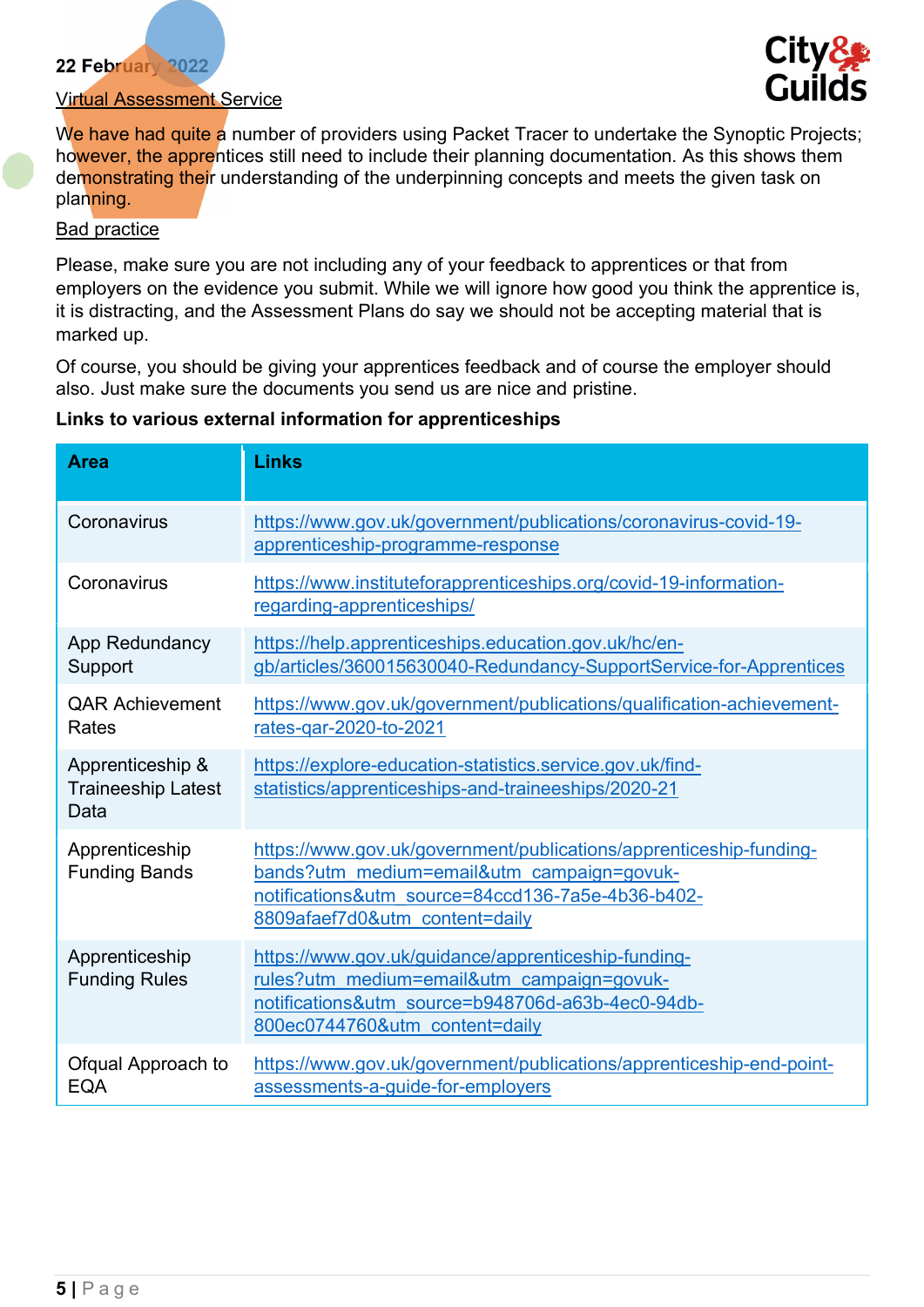22 February 2022

Virtual Assessment Service

We have had quite a number of providers using Packet Tracer to undertake the Synoptic Projects; however, the apprentices still need to include their planning documentation. As this shows them demonstrating their understanding of the underpinning concepts and meets the given task on planning.

Bad practice

Please, make sure you are not including any of your feedback to apprentices or that from employers on the evidence you submit. While we will ignore how good you think the apprentice is, it is distracting, and the Assessment Plans do say we should not be accepting material that is marked up.

Of course, you should be giving your apprentices feedback and of course the employer should also. Just make sure the documents you send us are nice and pristine.

**Links to various external information for apprenticeships**

| Area | Links |
|---|---|
| Coronavirus | https://www.gov.uk/government/publications/coronavirus-covid-19-apprenticeship-programme-response |
| Coronavirus | https://www.instituteforapprenticeships.org/covid-19-information-regarding-apprenticeships/ |
| App Redundancy Support | https://help.apprenticeships.education.gov.uk/hc/en-gb/articles/360015630040-Redundancy-SupportService-for-Apprentices |
| QAR Achievement Rates | https://www.gov.uk/government/publications/qualification-achievement-rates-qar-2020-to-2021 |
| Apprenticeship & Traineeship Latest Data | https://explore-education-statistics.service.gov.uk/find-statistics/apprenticeships-and-traineeships/2020-21 |
| Apprenticeship Funding Bands | https://www.gov.uk/government/publications/apprenticeship-funding-bands?utm_medium=email&utm_campaign=govuk-notifications&utm_source=84ccd136-7a5e-4b36-b402-8809afaef7d0&utm_content=daily |
| Apprenticeship Funding Rules | https://www.gov.uk/guidance/apprenticeship-funding-rules?utm_medium=email&utm_campaign=govuk-notifications&utm_source=b948706d-a63b-4ec0-94db-800ec0744760&utm_content=daily |
| Ofqual Approach to EQA | https://www.gov.uk/government/publications/apprenticeship-end-point-assessments-a-guide-for-employers |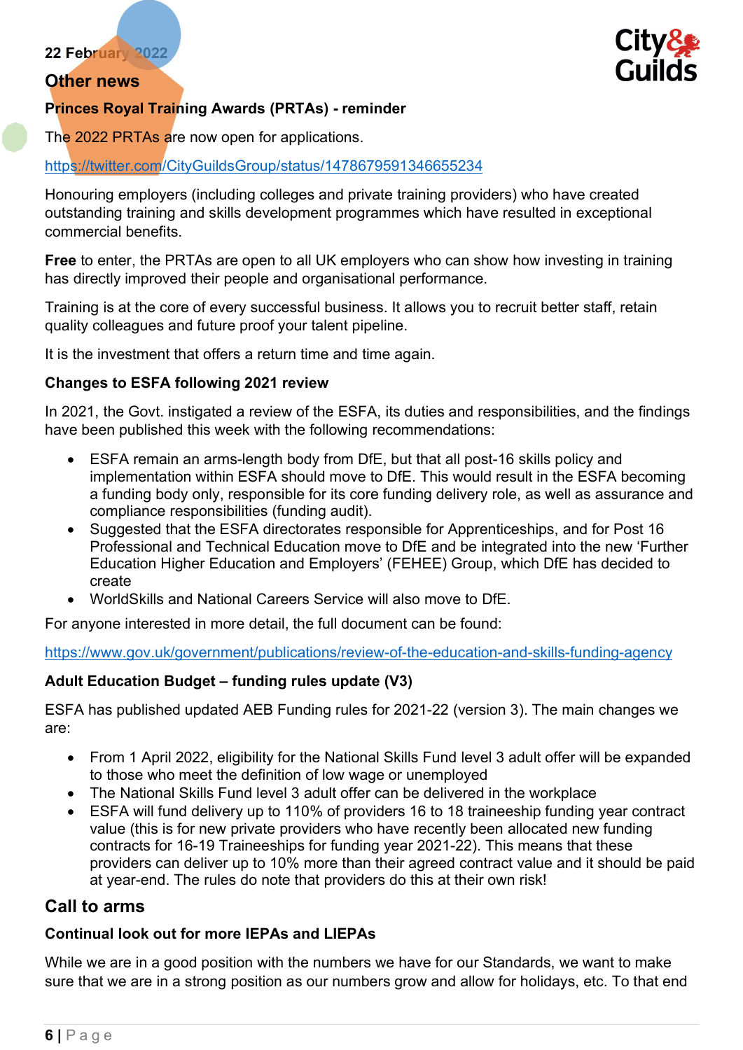22 February 2022

## Other news

### Princes Royal Training Awards (PRTAs) - reminder

The 2022 PRTAs are now open for applications.

https://twitter.com/CityGuildsGroup/status/1478679591346655234

Honouring employers (including colleges and private training providers) who have created outstanding training and skills development programmes which have resulted in exceptional commercial benefits.

**Free** to enter, the PRTAs are open to all UK employers who can show how investing in training has directly improved their people and organisational performance.

Training is at the core of every successful business. It allows you to recruit better staff, retain quality colleagues and future proof your talent pipeline.

It is the investment that offers a return time and time again.

### Changes to ESFA following 2021 review

In 2021, the Govt. instigated a review of the ESFA, its duties and responsibilities, and the findings have been published this week with the following recommendations:

- ESFA remain an arms-length body from DfE, but that all post-16 skills policy and implementation within ESFA should move to DfE. This would result in the ESFA becoming a funding body only, responsible for its core funding delivery role, as well as assurance and compliance responsibilities (funding audit).
- Suggested that the ESFA directorates responsible for Apprenticeships, and for Post 16 Professional and Technical Education move to DfE and be integrated into the new 'Further Education Higher Education and Employers' (FEHEE) Group, which DfE has decided to create
- WorldSkills and National Careers Service will also move to DfE.

For anyone interested in more detail, the full document can be found:

https://www.gov.uk/government/publications/review-of-the-education-and-skills-funding-agency

### Adult Education Budget – funding rules update (V3)

ESFA has published updated AEB Funding rules for 2021-22 (version 3). The main changes we are:

- From 1 April 2022, eligibility for the National Skills Fund level 3 adult offer will be expanded to those who meet the definition of low wage or unemployed
- The National Skills Fund level 3 adult offer can be delivered in the workplace
- ESFA will fund delivery up to 110% of providers 16 to 18 traineeship funding year contract value (this is for new private providers who have recently been allocated new funding contracts for 16-19 Traineeships for funding year 2021-22). This means that these providers can deliver up to 10% more than their agreed contract value and it should be paid at year-end. The rules do note that providers do this at their own risk!

## Call to arms

### Continual look out for more IEPAs and LIEPAs

While we are in a good position with the numbers we have for our Standards, we want to make sure that we are in a strong position as our numbers grow and allow for holidays, etc. To that end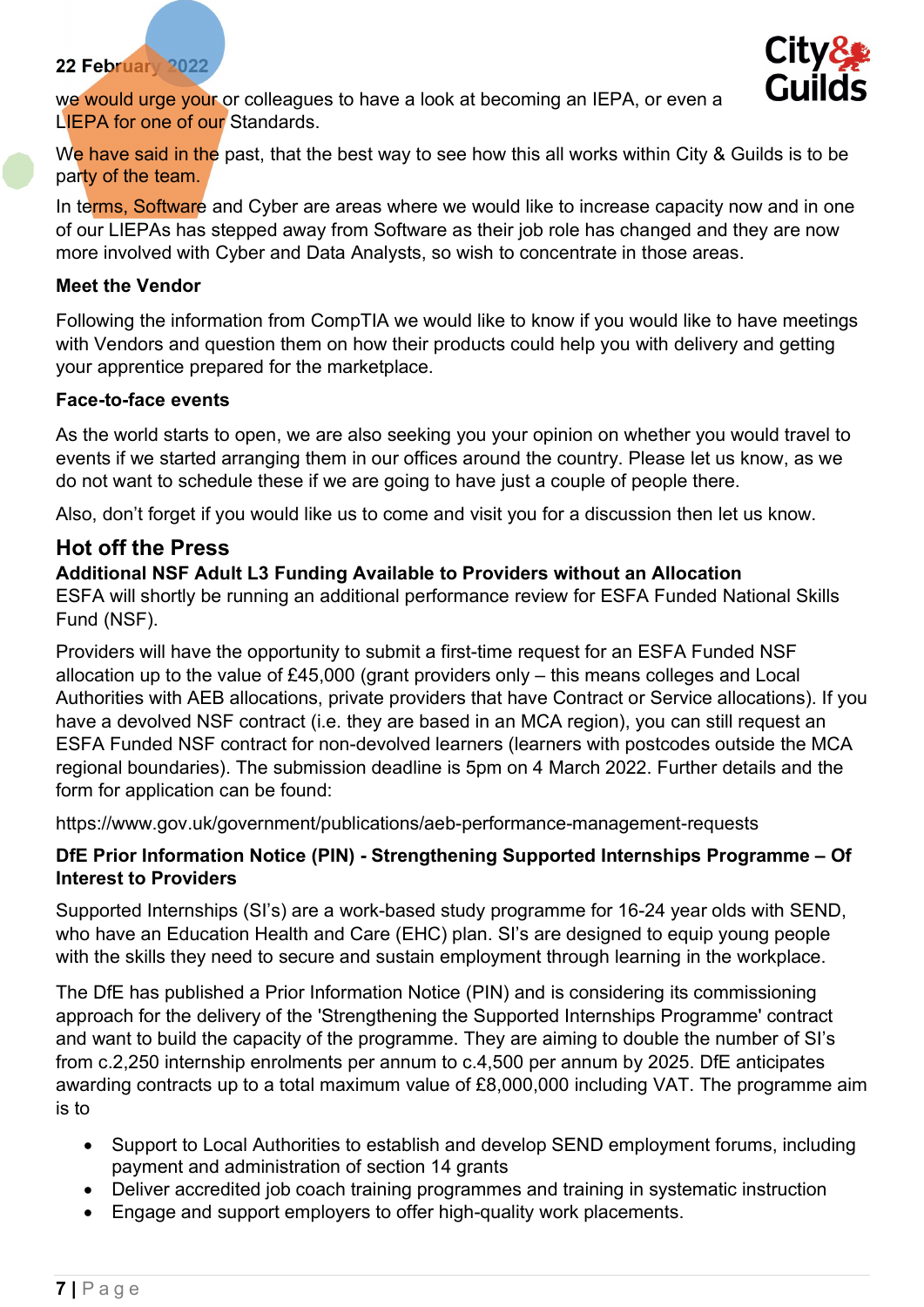we would urge your or colleagues to have a look at becoming an IEPA, or even a LIEPA for one of our Standards.

We have said in the past, that the best way to see how this all works within City & Guilds is to be party of the team.

In terms, Software and Cyber are areas where we would like to increase capacity now and in one of our LIEPAs has stepped away from Software as their job role has changed and they are now more involved with Cyber and Data Analysts, so wish to concentrate in those areas.

**Meet the Vendor**

Following the information from CompTIA we would like to know if you would like to have meetings with Vendors and question them on how their products could help you with delivery and getting your apprentice prepared for the marketplace.

**Face-to-face events**

As the world starts to open, we are also seeking you your opinion on whether you would travel to events if we started arranging them in our offices around the country. Please let us know, as we do not want to schedule these if we are going to have just a couple of people there.

Also, don't forget if you would like us to come and visit you for a discussion then let us know.

## Hot off the Press

**Additional NSF Adult L3 Funding Available to Providers without an Allocation**

ESFA will shortly be running an additional performance review for ESFA Funded National Skills Fund (NSF).

Providers will have the opportunity to submit a first-time request for an ESFA Funded NSF allocation up to the value of £45,000 (grant providers only – this means colleges and Local Authorities with AEB allocations, private providers that have Contract or Service allocations). If you have a devolved NSF contract (i.e. they are based in an MCA region), you can still request an ESFA Funded NSF contract for non-devolved learners (learners with postcodes outside the MCA regional boundaries). The submission deadline is 5pm on 4 March 2022. Further details and the form for application can be found:

https://www.gov.uk/government/publications/aeb-performance-management-requests

**DfE Prior Information Notice (PIN) - Strengthening Supported Internships Programme – Of Interest to Providers**

Supported Internships (SI's) are a work-based study programme for 16-24 year olds with SEND, who have an Education Health and Care (EHC) plan. SI's are designed to equip young people with the skills they need to secure and sustain employment through learning in the workplace.

The DfE has published a Prior Information Notice (PIN) and is considering its commissioning approach for the delivery of the 'Strengthening the Supported Internships Programme' contract and want to build the capacity of the programme. They are aiming to double the number of SI's from c.2,250 internship enrolments per annum to c.4,500 per annum by 2025. DfE anticipates awarding contracts up to a total maximum value of £8,000,000 including VAT. The programme aim is to

- Support to Local Authorities to establish and develop SEND employment forums, including payment and administration of section 14 grants
- Deliver accredited job coach training programmes and training in systematic instruction
- Engage and support employers to offer high-quality work placements.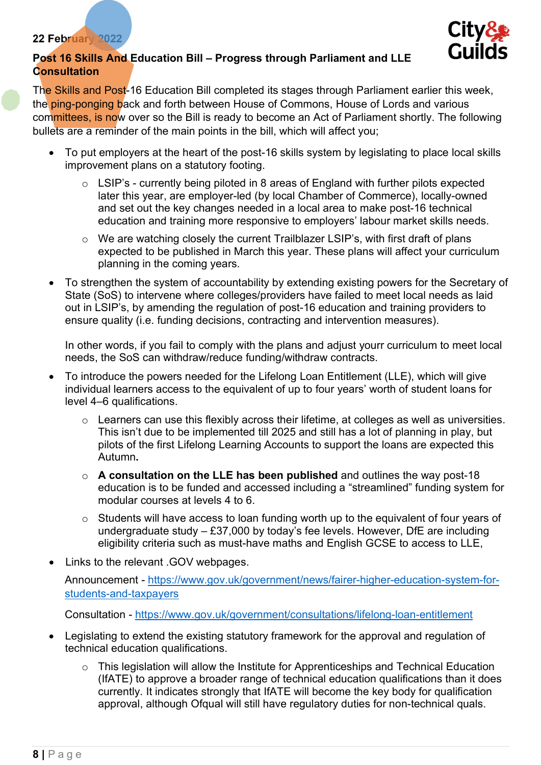22 February 2022

## Post 16 Skills And Education Bill – Progress through Parliament and LLE Consultation

The Skills and Post-16 Education Bill completed its stages through Parliament earlier this week, the ping-ponging back and forth between House of Commons, House of Lords and various committees, is now over so the Bill is ready to become an Act of Parliament shortly. The following bullets are a reminder of the main points in the bill, which will affect you;

- To put employers at the heart of the post-16 skills system by legislating to place local skills improvement plans on a statutory footing.
    - LSIP's - currently being piloted in 8 areas of England with further pilots expected later this year, are employer-led (by local Chamber of Commerce), locally-owned and set out the key changes needed in a local area to make post-16 technical education and training more responsive to employers' labour market skills needs.
    - We are watching closely the current Trailblazer LSIP's, with first draft of plans expected to be published in March this year. These plans will affect your curriculum planning in the coming years.
- To strengthen the system of accountability by extending existing powers for the Secretary of State (SoS) to intervene where colleges/providers have failed to meet local needs as laid out in LSIP's, by amending the regulation of post-16 education and training providers to ensure quality (i.e. funding decisions, contracting and intervention measures).

  In other words, if you fail to comply with the plans and adjust yourr curriculum to meet local needs, the SoS can withdraw/reduce funding/withdraw contracts.
- To introduce the powers needed for the Lifelong Loan Entitlement (LLE), which will give individual learners access to the equivalent of up to four years' worth of student loans for level 4–6 qualifications.
    - Learners can use this flexibly across their lifetime, at colleges as well as universities. This isn't due to be implemented till 2025 and still has a lot of planning in play, but pilots of the first Lifelong Learning Accounts to support the loans are expected this Autumn**.**
    - **A consultation on the LLE has been published** and outlines the way post-18 education is to be funded and accessed including a "streamlined" funding system for modular courses at levels 4 to 6.
    - Students will have access to loan funding worth up to the equivalent of four years of undergraduate study – £37,000 by today's fee levels. However, DfE are including eligibility criteria such as must-have maths and English GCSE to access to LLE,
- Links to the relevant .GOV webpages.

  Announcement - https://www.gov.uk/government/news/fairer-higher-education-system-for-students-and-taxpayers

  Consultation - https://www.gov.uk/government/consultations/lifelong-loan-entitlement
- Legislating to extend the existing statutory framework for the approval and regulation of technical education qualifications.
    - This legislation will allow the Institute for Apprenticeships and Technical Education (IfATE) to approve a broader range of technical education qualifications than it does currently. It indicates strongly that IfATE will become the key body for qualification approval, although Ofqual will still have regulatory duties for non-technical quals.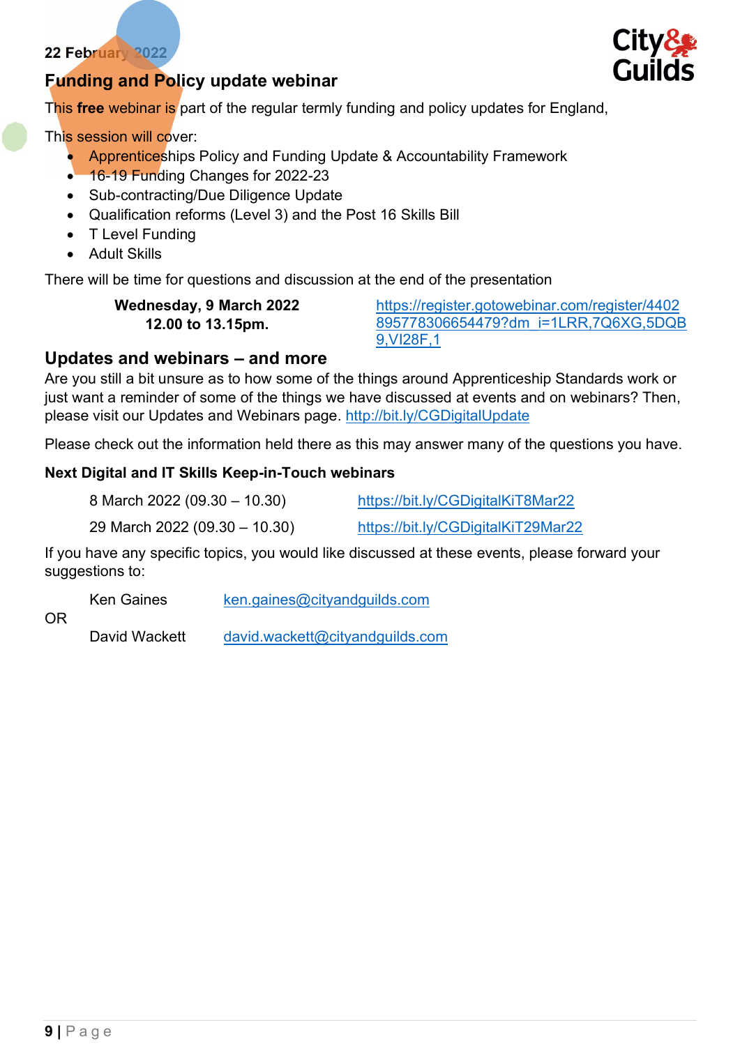22 February 2022

## Funding and Policy update webinar

This **free** webinar is part of the regular termly funding and policy updates for England,

This session will cover:

- Apprenticeships Policy and Funding Update & Accountability Framework
- 16-19 Funding Changes for 2022-23
- Sub-contracting/Due Diligence Update
- Qualification reforms (Level 3) and the Post 16 Skills Bill
- T Level Funding
- Adult Skills

There will be time for questions and discussion at the end of the presentation

**Wednesday, 9 March 2022**
**12.00 to 13.15pm.**

https://register.gotowebinar.com/register/4402895778306654479?dm_i=1LRR,7Q6XG,5DQB9,VI28F,1

## Updates and webinars – and more

Are you still a bit unsure as to how some of the things around Apprenticeship Standards work or just want a reminder of some of the things we have discussed at events and on webinars? Then, please visit our Updates and Webinars page. http://bit.ly/CGDigitalUpdate

Please check out the information held there as this may answer many of the questions you have.

**Next Digital and IT Skills Keep-in-Touch webinars**

| | |
|---|---|
| 8 March 2022 (09.30 – 10.30) | https://bit.ly/CGDigitalKiT8Mar22 |
| 29 March 2022 (09.30 – 10.30) | https://bit.ly/CGDigitalKiT29Mar22 |

If you have any specific topics, you would like discussed at these events, please forward your suggestions to:

Ken Gaines ken.gaines@cityandguilds.com

OR

David Wackett david.wackett@cityandguilds.com